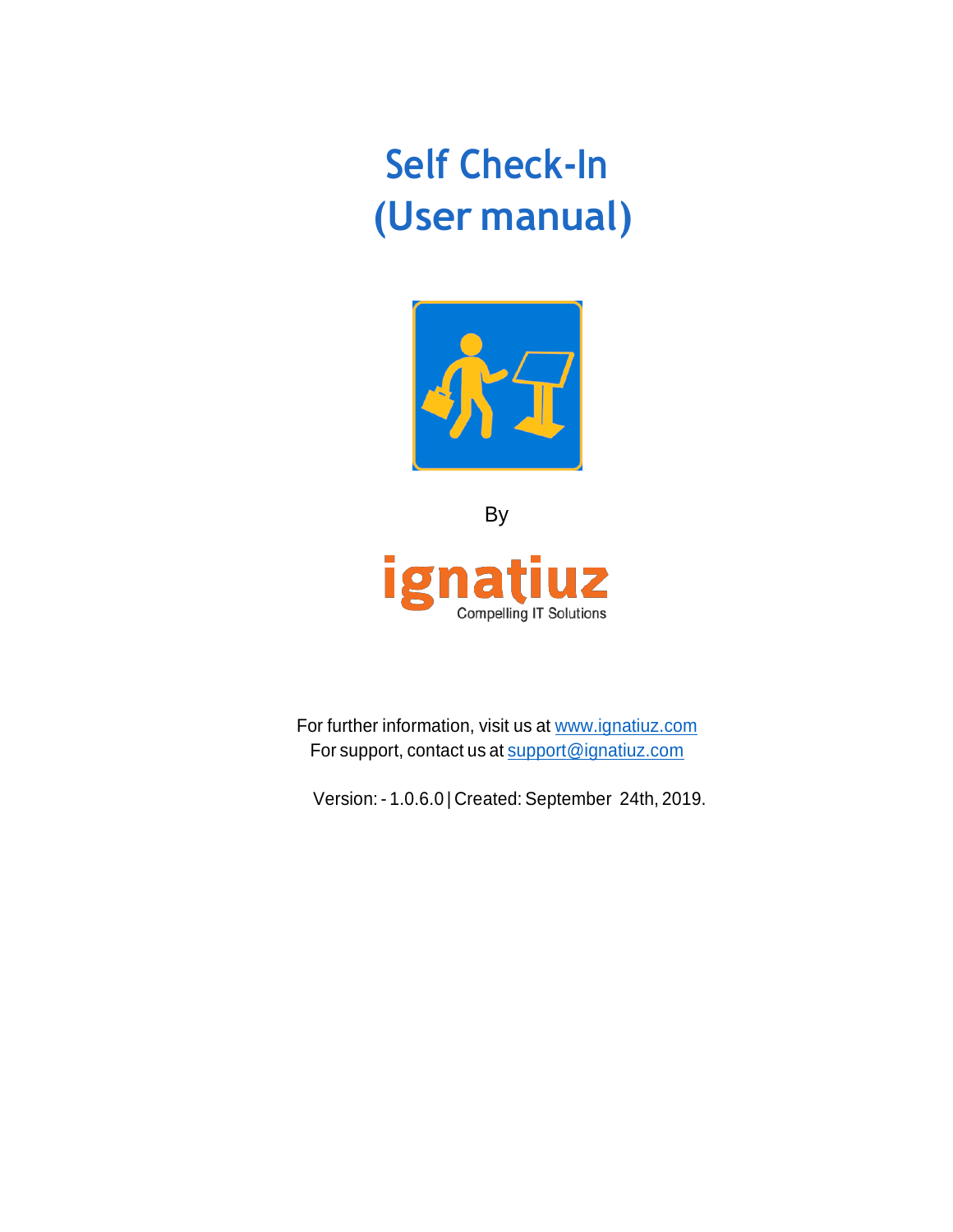# Self Check-In
# (User manual)

By

ignatiuz
Compelling IT Solutions

For further information, visit us at [www.ignatiuz.com](http://www.ignatiuz.com)
For support, contact us at [support@ignatiuz.com](mailto:support@ignatiuz.com)

Version: - 1.0.6.0 | Created: September 24th, 2019.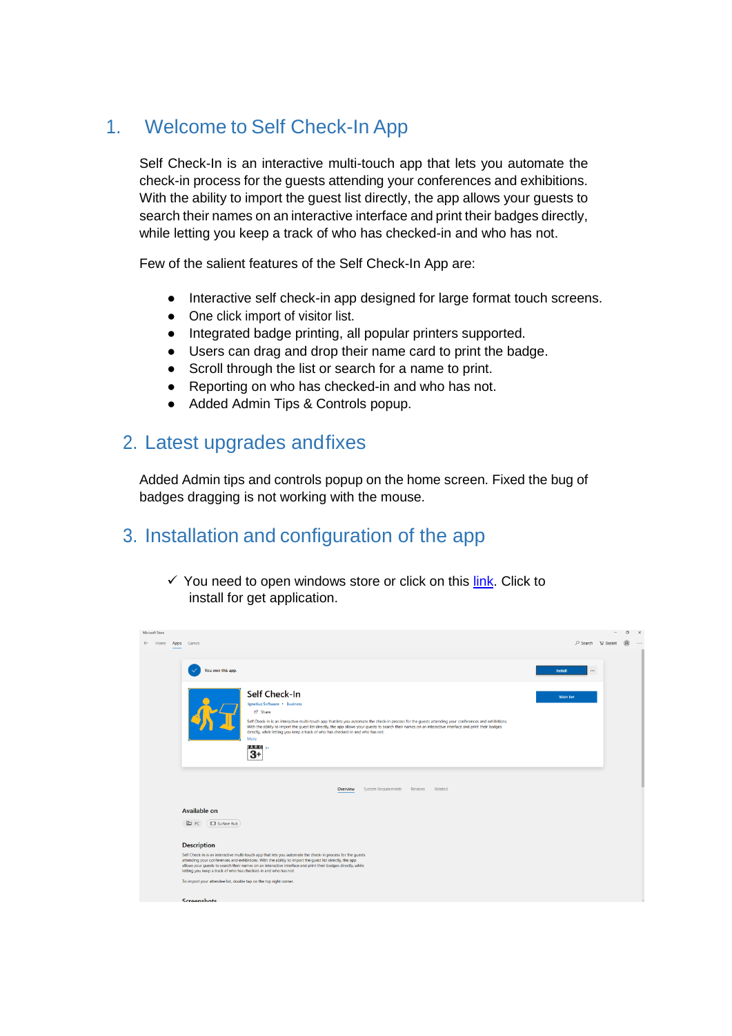# 1. Welcome to Self Check-In App

Self Check-In is an interactive multi-touch app that lets you automate the check-in process for the guests attending your conferences and exhibitions. With the ability to import the guest list directly, the app allows your guests to search their names on an interactive interface and print their badges directly, while letting you keep a track of who has checked-in and who has not.

Few of the salient features of the Self Check-In App are:

- Interactive self check-in app designed for large format touch screens.
- One click import of visitor list.
- Integrated badge printing, all popular printers supported.
- Users can drag and drop their name card to print the badge.
- Scroll through the list or search for a name to print.
- Reporting on who has checked-in and who has not.
- Added Admin Tips & Controls popup.

# 2. Latest upgrades and fixes

Added Admin tips and controls popup on the home screen. Fixed the bug of badges dragging is not working with the mouse.

# 3. Installation and configuration of the app

✓ You need to open windows store or click on this link. Click to install for get application.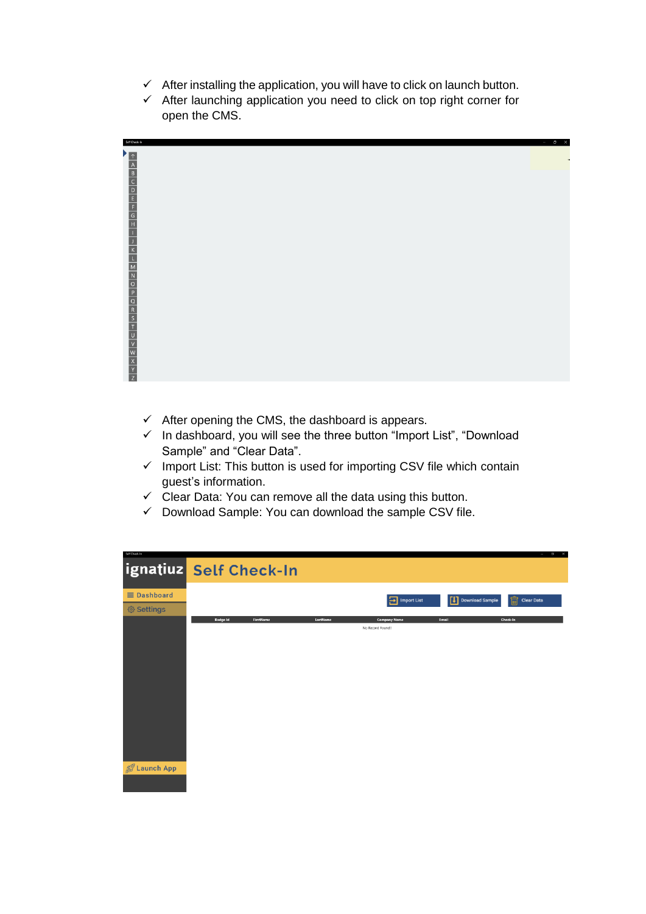- ✓ After installing the application, you will have to click on launch button.
- ✓ After launching application you need to click on top right corner for open the CMS.

- ✓ After opening the CMS, the dashboard is appears.
- ✓ In dashboard, you will see the three button “Import List”, “Download Sample” and “Clear Data”.
- ✓ Import List: This button is used for importing CSV file which contain guest’s information.
- ✓ Clear Data: You can remove all the data using this button.
- ✓ Download Sample: You can download the sample CSV file.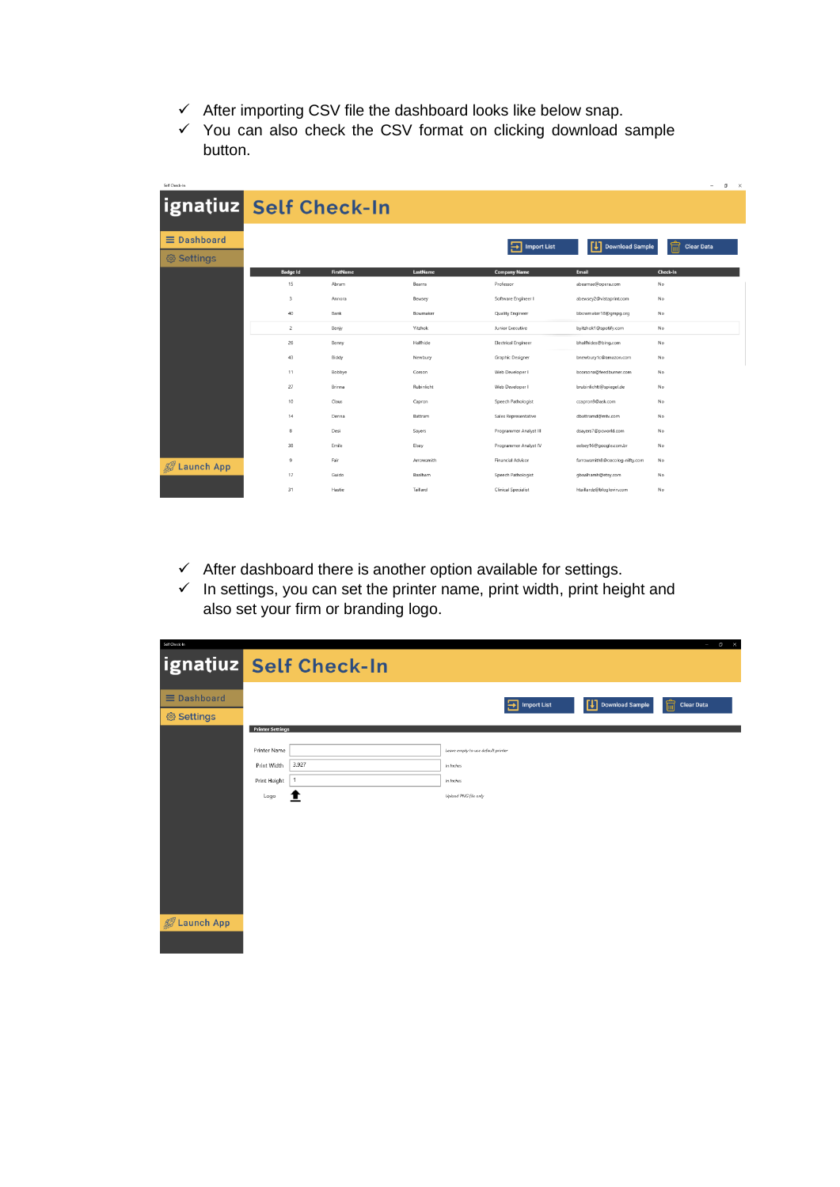- ✓ After importing CSV file the dashboard looks like below snap.
- ✓ You can also check the CSV format on clicking download sample button.

- ✓ After dashboard there is another option available for settings.
- ✓ In settings, you can set the printer name, print width, print height and also set your firm or branding logo.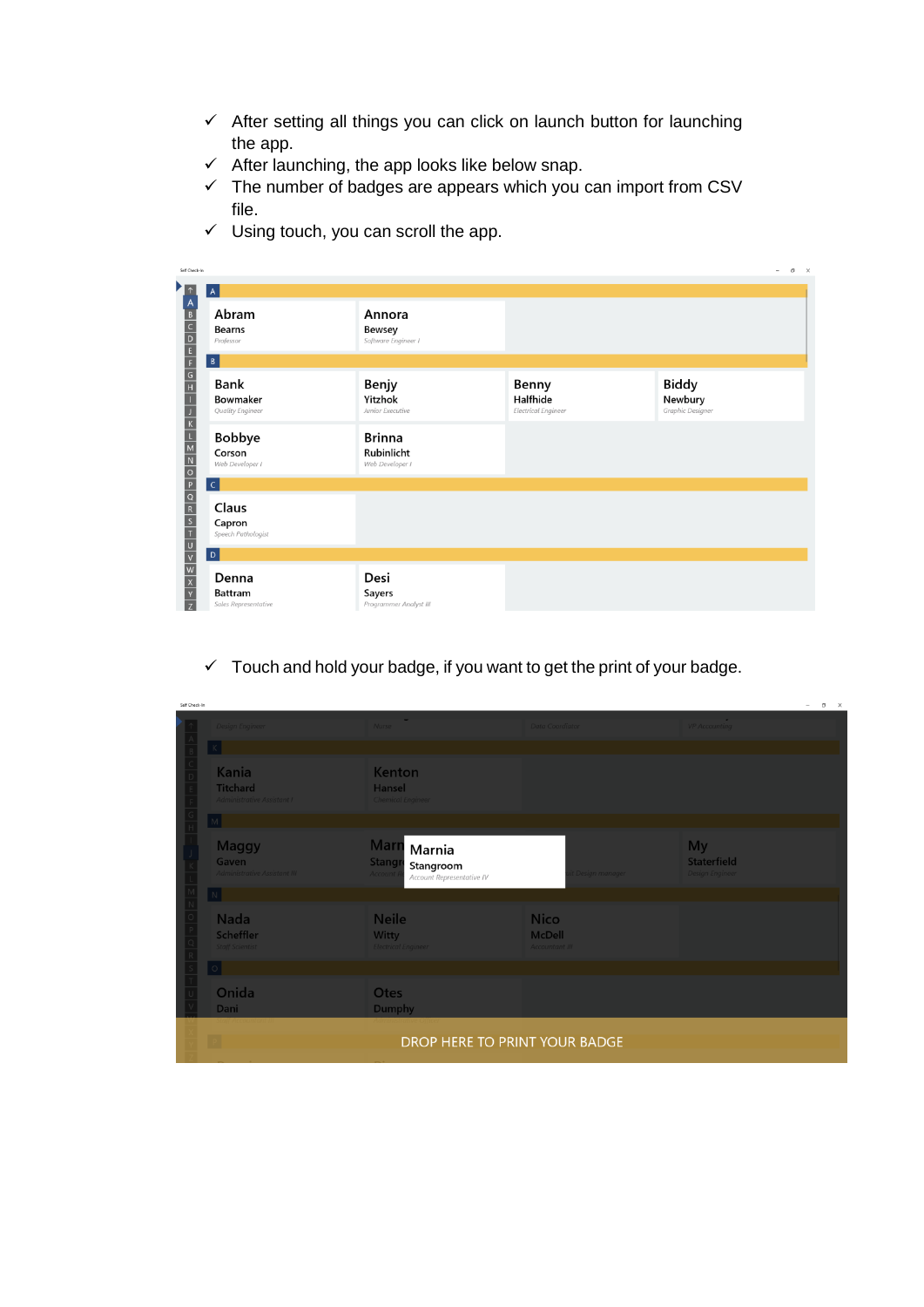- ✓ After setting all things you can click on launch button for launching the app.
- ✓ After launching, the app looks like below snap.
- ✓ The number of badges are appears which you can import from CSV file.
- ✓ Using touch, you can scroll the app.

- ✓ Touch and hold your badge, if you want to get the print of your badge.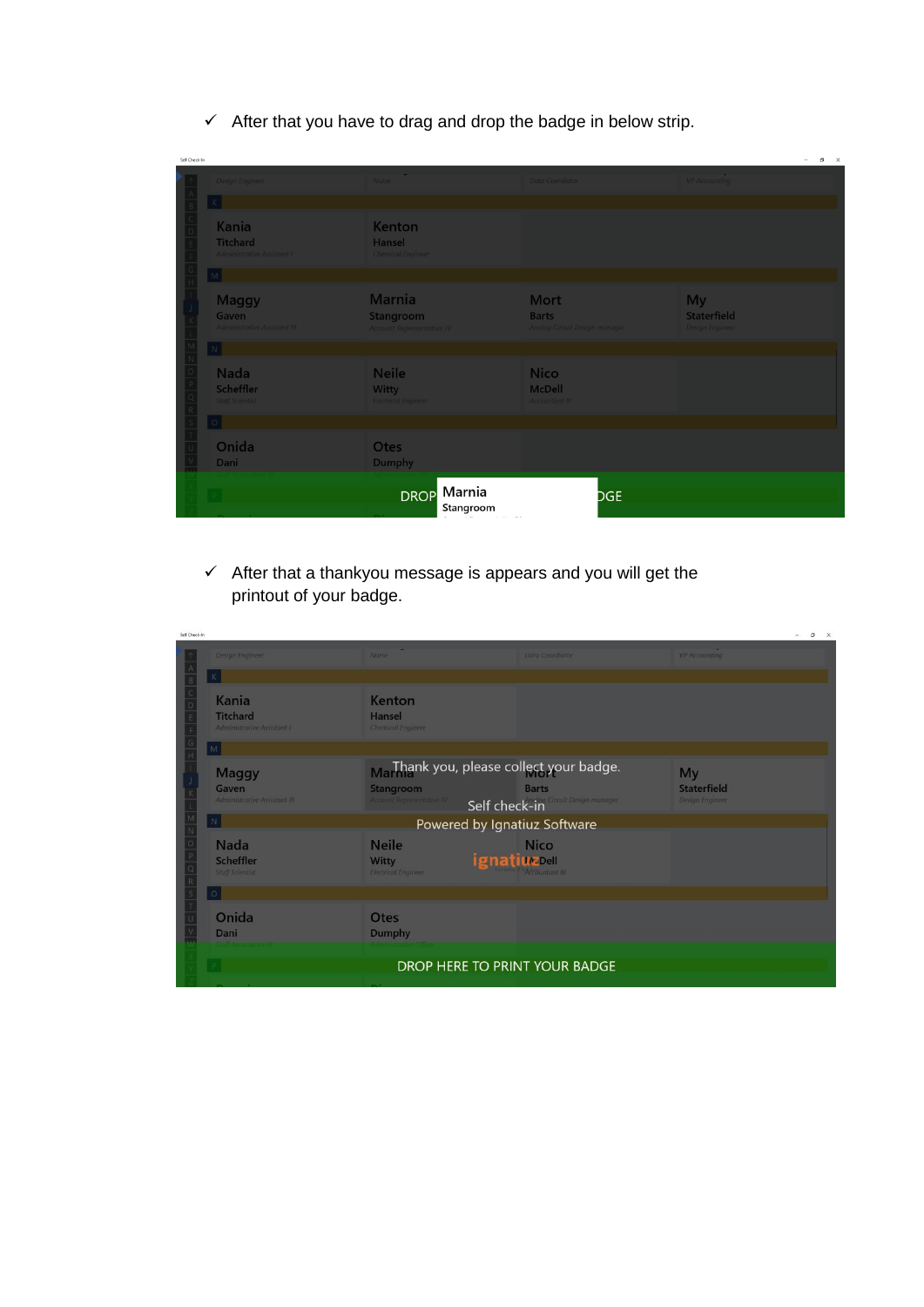- ✓ After that you have to drag and drop the badge in below strip.

- ✓ After that a thankyou message is appears and you will get the printout of your badge.